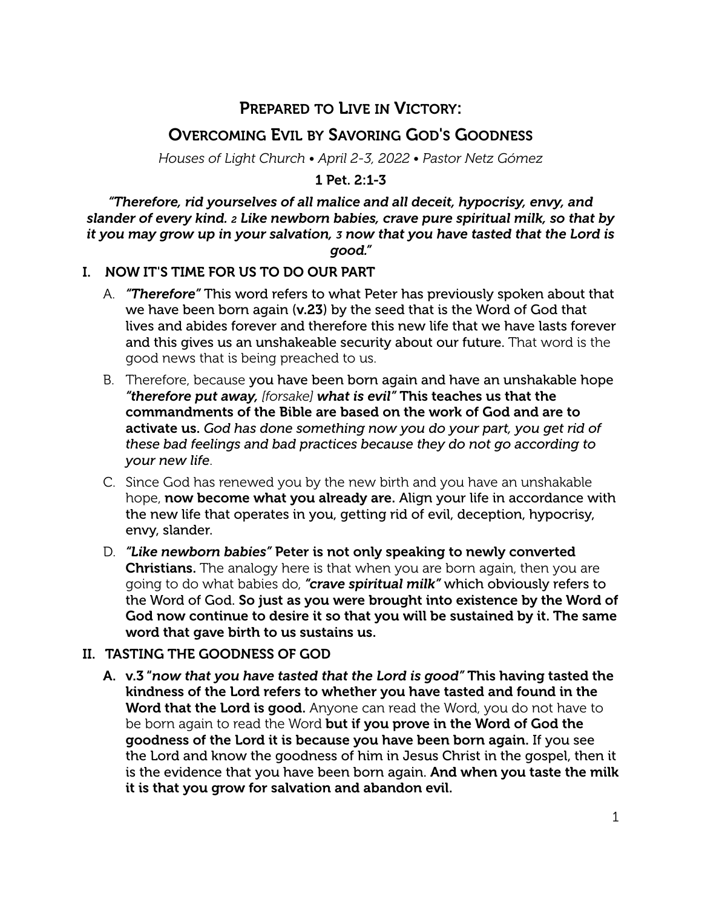# Prepared to Live in Victory:

## Overcoming Evil by Savoring God's Goodness

*Houses of Light Church • April 2-3, 2022 • Pastor Netz Gómez*

**1 Pet. 2:1-3**

***"Therefore, rid yourselves of all malice and all deceit, hypocrisy, envy, and slander of every kind. 2 Like newborn babies, crave pure spiritual milk, so that by it you may grow up in your salvation, 3 now that you have tasted that the Lord is good."***

### I. NOW IT'S TIME FOR US TO DO OUR PART

A. ***"Therefore"*** **This word refers to what Peter has previously spoken about that we have been born again (v.23) by the seed that is the Word of God that lives and abides forever and therefore this new life that we have lasts forever and this gives us an unshakeable security about our future.** That word is the good news that is being preached to us.

B. Therefore, because **you have been born again and have an unshakable hope *"therefore put away,*** *[forsake]* ***what is evil"*** **This teaches us that the commandments of the Bible are based on the work of God and are to activate us.** *God has done something now you do your part, you get rid of these bad feelings and bad practices because they do not go according to your new life*.

C. Since God has renewed you by the new birth and you have an unshakable hope, **now become what you already are.** Align your life in accordance with the new life that operates in you, getting rid of evil, deception, hypocrisy, envy, slander.

D. ***"Like newborn babies"*** **Peter is not only speaking to newly converted Christians.** The analogy here is that when you are born again, then you are going to do what babies do, ***"crave spiritual milk"*** which obviously refers to the Word of God. **So just as you were brought into existence by the Word of God now continue to desire it so that you will be sustained by it. The same word that gave birth to us sustains us.**

### II. TASTING THE GOODNESS OF GOD

A. **v.3 "*now that you have tasted that the Lord is good"* This having tasted the kindness of the Lord refers to whether you have tasted and found in the Word that the Lord is good.** Anyone can read the Word, you do not have to be born again to read the Word **but if you prove in the Word of God the goodness of the Lord it is because you have been born again.** If you see the Lord and know the goodness of him in Jesus Christ in the gospel, then it is the evidence that you have been born again. **And when you taste the milk it is that you grow for salvation and abandon evil.**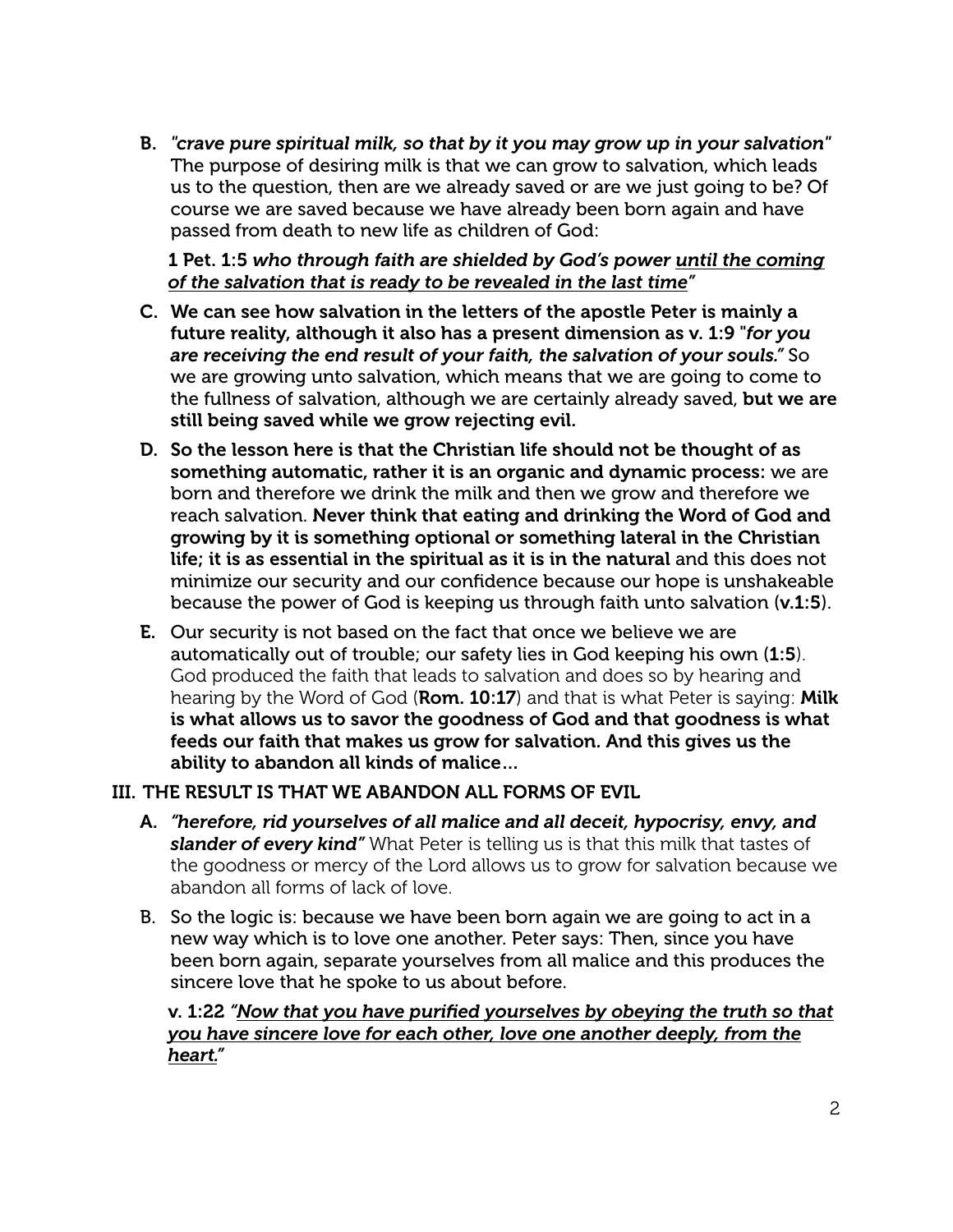B. *"crave pure spiritual milk, so that by it you may grow up in your salvation"* The purpose of desiring milk is that we can grow to salvation, which leads us to the question, then are we already saved or are we just going to be? Of course we are saved because we have already been born again and have passed from death to new life as children of God:

   **1 Pet. 1:5** ***who through faith are shielded by God's power <u>until the coming of the salvation that is ready to be revealed in the last time</u>"***

C. **We can see how salvation in the letters of the apostle Peter is mainly a future reality, although it also has a present dimension as v. 1:9 "*for you are receiving the end result of your faith, the salvation of your souls."*** So we are growing unto salvation, which means that we are going to come to the fullness of salvation, although we are certainly already saved, **but we are still being saved while we grow rejecting evil.**

D. **So the lesson here is that the Christian life should not be thought of as something automatic, rather it is an organic and dynamic process:** we are born and therefore we drink the milk and then we grow and therefore we reach salvation. **Never think that eating and drinking the Word of God and growing by it is something optional or something lateral in the Christian life; it is as essential in the spiritual as it is in the natural** and this does not minimize our security and our confidence because our hope is unshakeable because the power of God is keeping us through faith unto salvation (**v.1:5**).

E. Our security is not based on the fact that once we believe we are automatically out of trouble; our safety lies in God keeping his own (**1:5**). God produced the faith that leads to salvation and does so by hearing and hearing by the Word of God (**Rom. 10:17**) and that is what Peter is saying: **Milk is what allows us to savor the goodness of God and that goodness is what feeds our faith that makes us grow for salvation. And this gives us the ability to abandon all kinds of malice...**

## III. THE RESULT IS THAT WE ABANDON ALL FORMS OF EVIL

A. ***"herefore, rid yourselves of all malice and all deceit, hypocrisy, envy, and slander of every kind"*** What Peter is telling us is that this milk that tastes of the goodness or mercy of the Lord allows us to grow for salvation because we abandon all forms of lack of love.

B. So the logic is: because we have been born again we are going to act in a new way which is to love one another. Peter says: Then, since you have been born again, separate yourselves from all malice and this produces the sincere love that he spoke to us about before.

   **v. 1:22** ***<u>"Now that you have purified yourselves by obeying the truth so that you have sincere love for each other, love one another deeply, from the heart."</u>***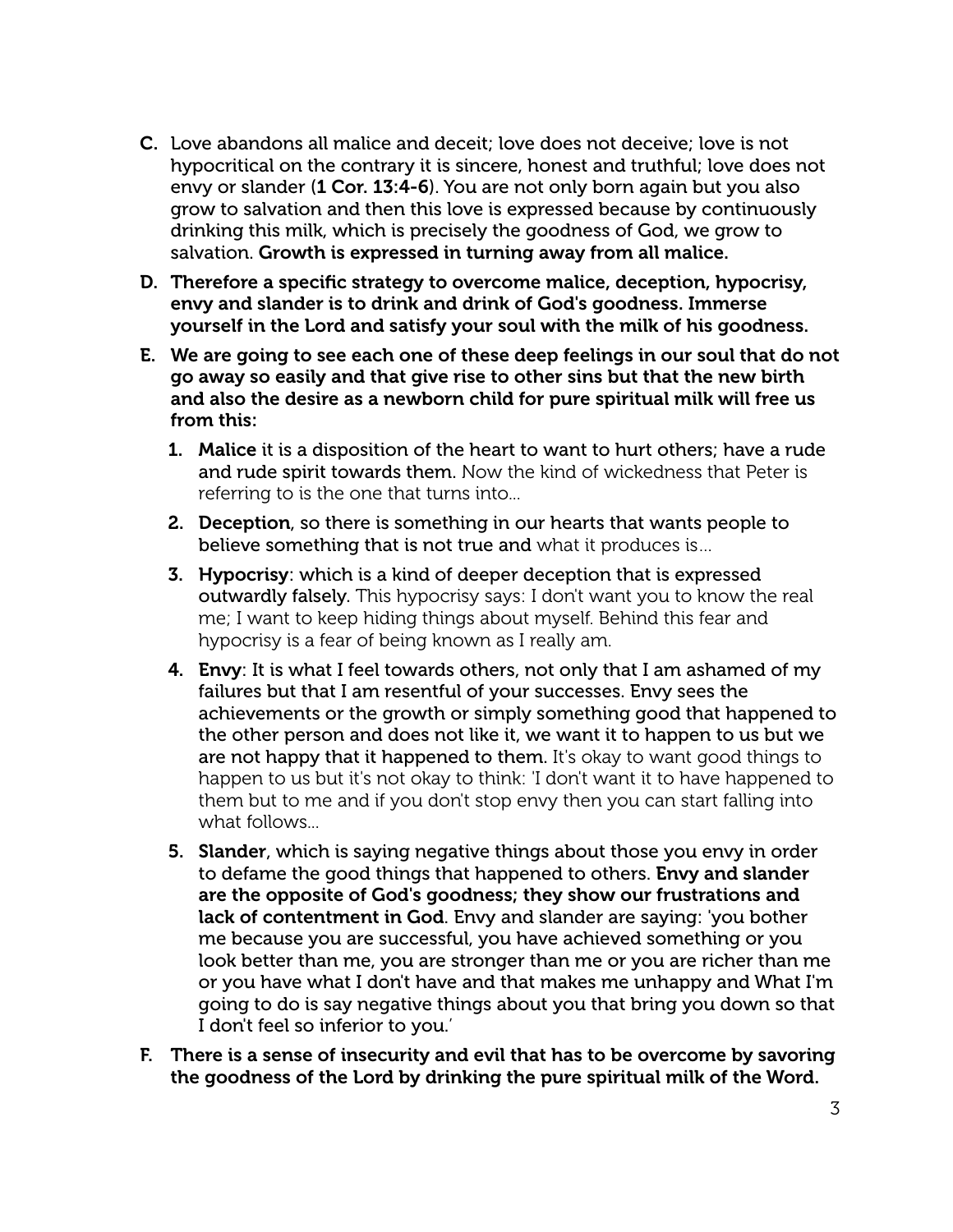C. Love abandons all malice and deceit; love does not deceive; love is not hypocritical on the contrary it is sincere, honest and truthful; love does not envy or slander (**1 Cor. 13:4-6**). You are not only born again but you also grow to salvation and then this love is expressed because by continuously drinking this milk, which is precisely the goodness of God, we grow to salvation. **Growth is expressed in turning away from all malice.**

D. **Therefore a specific strategy to overcome malice, deception, hypocrisy, envy and slander is to drink and drink of God's goodness. Immerse yourself in the Lord and satisfy your soul with the milk of his goodness.**

E. **We are going to see each one of these deep feelings in our soul that do not go away so easily and that give rise to other sins but that the new birth and also the desire as a newborn child for pure spiritual milk will free us from this:**

1. **Malice** it is a disposition of the heart to want to hurt others; have a rude and rude spirit towards them. Now the kind of wickedness that Peter is referring to is the one that turns into...
2. **Deception**, so there is something in our hearts that wants people to believe something that is not true and what it produces is...
3. **Hypocrisy**: which is a kind of deeper deception that is expressed outwardly falsely. This hypocrisy says: I don't want you to know the real me; I want to keep hiding things about myself. Behind this fear and hypocrisy is a fear of being known as I really am.
4. **Envy**: It is what I feel towards others, not only that I am ashamed of my failures but that I am resentful of your successes. Envy sees the achievements or the growth or simply something good that happened to the other person and does not like it, we want it to happen to us but we are not happy that it happened to them. It's okay to want good things to happen to us but it's not okay to think: 'I don't want it to have happened to them but to me and if you don't stop envy then you can start falling into what follows...
5. **Slander**, which is saying negative things about those you envy in order to defame the good things that happened to others. **Envy and slander are the opposite of God's goodness; they show our frustrations and lack of contentment in God**. Envy and slander are saying: 'you bother me because you are successful, you have achieved something or you look better than me, you are stronger than me or you are richer than me or you have what I don't have and that makes me unhappy and What I'm going to do is say negative things about you that bring you down so that I don't feel so inferior to you.'

F. **There is a sense of insecurity and evil that has to be overcome by savoring the goodness of the Lord by drinking the pure spiritual milk of the Word.**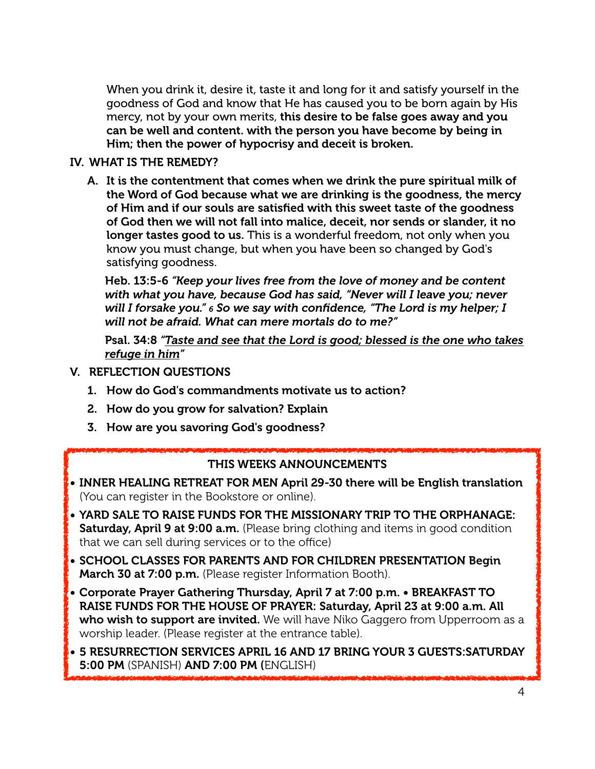When you drink it, desire it, taste it and long for it and satisfy yourself in the goodness of God and know that He has caused you to be born again by His mercy, not by your own merits, **this desire to be false goes away and you can be well and content. with the person you have become by being in Him; then the power of hypocrisy and deceit is broken.**

## IV. WHAT IS THE REMEDY?

A. **It is the contentment that comes when we drink the pure spiritual milk of the Word of God because what we are drinking is the goodness, the mercy of Him and if our souls are satisfied with this sweet taste of the goodness of God then we will not fall into malice, deceit, nor sends or slander, it no longer tastes good to us.** This is a wonderful freedom, not only when you know you must change, but when you have been so changed by God's satisfying goodness.

**Heb. 13:5-6** ***"Keep your lives free from the love of money and be content with what you have, because God has said, "Never will I leave you; never will I forsake you." 6 So we say with confidence, "The Lord is my helper; I will not be afraid. What can mere mortals do to me?"***

**Psal. 34:8** ***"Taste and see that the Lord is good; blessed is the one who takes refuge in him"***

## V. REFLECTION QUESTIONS

1. **How do God's commandments motivate us to action?**
2. **How do you grow for salvation? Explain**
3. **How are you savoring God's goodness?**

### THIS WEEKS ANNOUNCEMENTS

- **INNER HEALING RETREAT FOR MEN April 29-30 there will be English translation** (You can register in the Bookstore or online).
- **YARD SALE TO RAISE FUNDS FOR THE MISSIONARY TRIP TO THE ORPHANAGE: Saturday, April 9 at 9:00 a.m.** (Please bring clothing and items in good condition that we can sell during services or to the office)
- **SCHOOL CLASSES FOR PARENTS AND FOR CHILDREN PRESENTATION Begin March 30 at 7:00 p.m.** (Please register Information Booth).
- **Corporate Prayer Gathering Thursday, April 7 at 7:00 p.m. • BREAKFAST TO RAISE FUNDS FOR THE HOUSE OF PRAYER: Saturday, April 23 at 9:00 a.m. All who wish to support are invited.** We will have Niko Gaggero from Upperroom as a worship leader. (Please register at the entrance table).
- **5 RESURRECTION SERVICES APRIL 16 AND 17 BRING YOUR 3 GUESTS:SATURDAY 5:00 PM** (SPANISH) **AND 7:00 PM (**ENGLISH)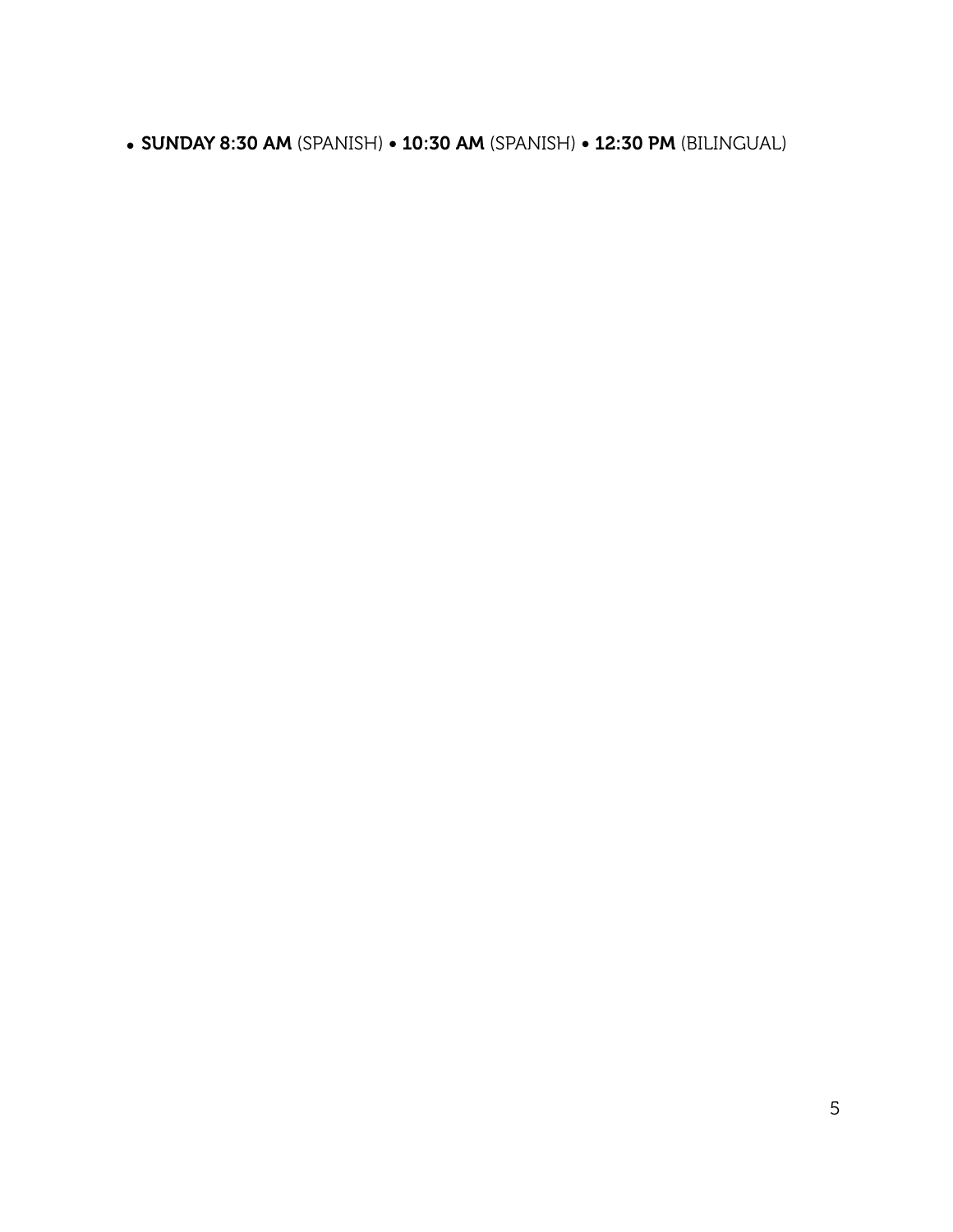- **SUNDAY 8:30 AM** (SPANISH) • **10:30 AM** (SPANISH) • **12:30 PM** (BILINGUAL)